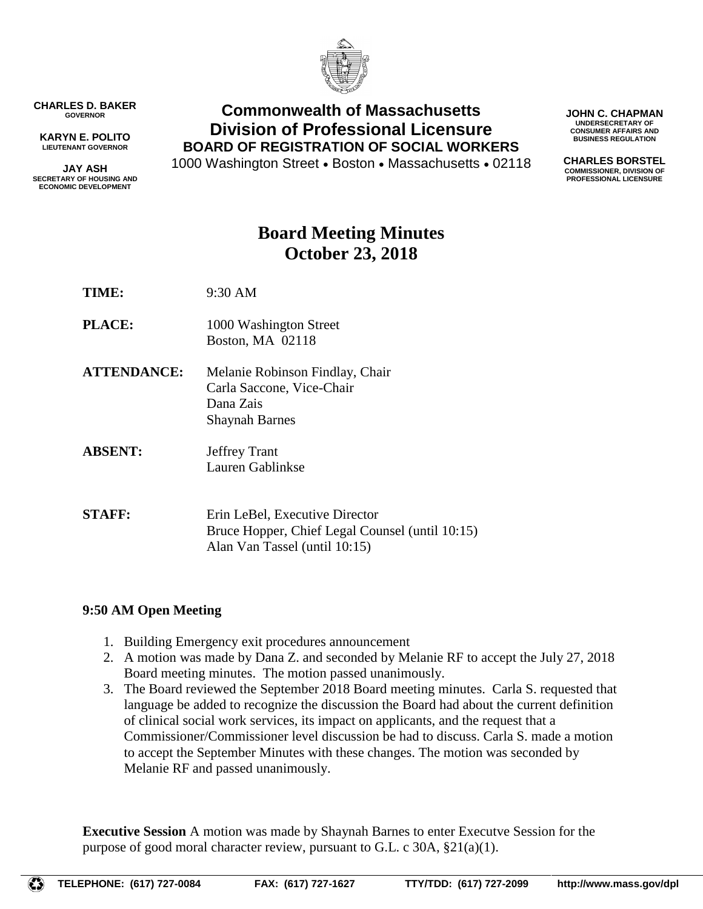**CHARLES D. BAKER**
GOVERNOR

**KARYN E. POLITO**
LIEUTENANT GOVERNOR

**JAY ASH**
SECRETARY OF HOUSING AND ECONOMIC DEVELOPMENT

# Commonwealth of Massachusetts
## Division of Professional Licensure
### BOARD OF REGISTRATION OF SOCIAL WORKERS

1000 Washington Street • Boston • Massachusetts • 02118

**JOHN C. CHAPMAN**
UNDERSECRETARY OF CONSUMER AFFAIRS AND BUSINESS REGULATION

**CHARLES BORSTEL**
COMMISSIONER, DIVISION OF PROFESSIONAL LICENSURE

# Board Meeting Minutes
# October 23, 2018

**TIME:** 9:30 AM

**PLACE:** 1000 Washington Street
Boston, MA 02118

**ATTENDANCE:** Melanie Robinson Findlay, Chair
Carla Saccone, Vice-Chair
Dana Zais
Shaynah Barnes

**ABSENT:** Jeffrey Trant
Lauren Gablinkse

**STAFF:** Erin LeBel, Executive Director
Bruce Hopper, Chief Legal Counsel (until 10:15)
Alan Van Tassel (until 10:15)

**9:50 AM Open Meeting**

1. Building Emergency exit procedures announcement
2. A motion was made by Dana Z. and seconded by Melanie RF to accept the July 27, 2018 Board meeting minutes. The motion passed unanimously.
3. The Board reviewed the September 2018 Board meeting minutes. Carla S. requested that language be added to recognize the discussion the Board had about the current definition of clinical social work services, its impact on applicants, and the request that a Commissioner/Commissioner level discussion be had to discuss. Carla S. made a motion to accept the September Minutes with these changes. The motion was seconded by Melanie RF and passed unanimously.

**Executive Session** A motion was made by Shaynah Barnes to enter Executve Session for the purpose of good moral character review, pursuant to G.L. c 30A, §21(a)(1).

TELEPHONE: (617) 727-0084 FAX: (617) 727-1627 TTY/TDD: (617) 727-2099 http://www.mass.gov/dpl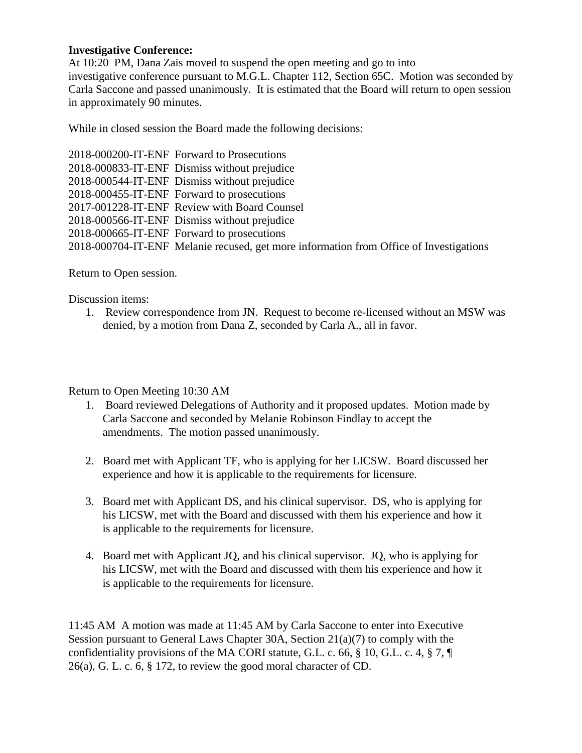**Investigative Conference:**
At 10:20 PM, Dana Zais moved to suspend the open meeting and go to into investigative conference pursuant to M.G.L. Chapter 112, Section 65C. Motion was seconded by Carla Saccone and passed unanimously. It is estimated that the Board will return to open session in approximately 90 minutes.

While in closed session the Board made the following decisions:

2018-000200-IT-ENF Forward to Prosecutions
2018-000833-IT-ENF Dismiss without prejudice
2018-000544-IT-ENF Dismiss without prejudice
2018-000455-IT-ENF Forward to prosecutions
2017-001228-IT-ENF Review with Board Counsel
2018-000566-IT-ENF Dismiss without prejudice
2018-000665-IT-ENF Forward to prosecutions
2018-000704-IT-ENF Melanie recused, get more information from Office of Investigations

Return to Open session.

Discussion items:

1. Review correspondence from JN. Request to become re-licensed without an MSW was denied, by a motion from Dana Z, seconded by Carla A., all in favor.

Return to Open Meeting 10:30 AM

1. Board reviewed Delegations of Authority and it proposed updates. Motion made by Carla Saccone and seconded by Melanie Robinson Findlay to accept the amendments. The motion passed unanimously.

2. Board met with Applicant TF, who is applying for her LICSW. Board discussed her experience and how it is applicable to the requirements for licensure.

3. Board met with Applicant DS, and his clinical supervisor. DS, who is applying for his LICSW, met with the Board and discussed with them his experience and how it is applicable to the requirements for licensure.

4. Board met with Applicant JQ, and his clinical supervisor. JQ, who is applying for his LICSW, met with the Board and discussed with them his experience and how it is applicable to the requirements for licensure.

11:45 AM A motion was made at 11:45 AM by Carla Saccone to enter into Executive Session pursuant to General Laws Chapter 30A, Section 21(a)(7) to comply with the confidentiality provisions of the MA CORI statute, G.L. c. 66, § 10, G.L. c. 4, § 7, ¶ 26(a), G. L. c. 6, § 172, to review the good moral character of CD.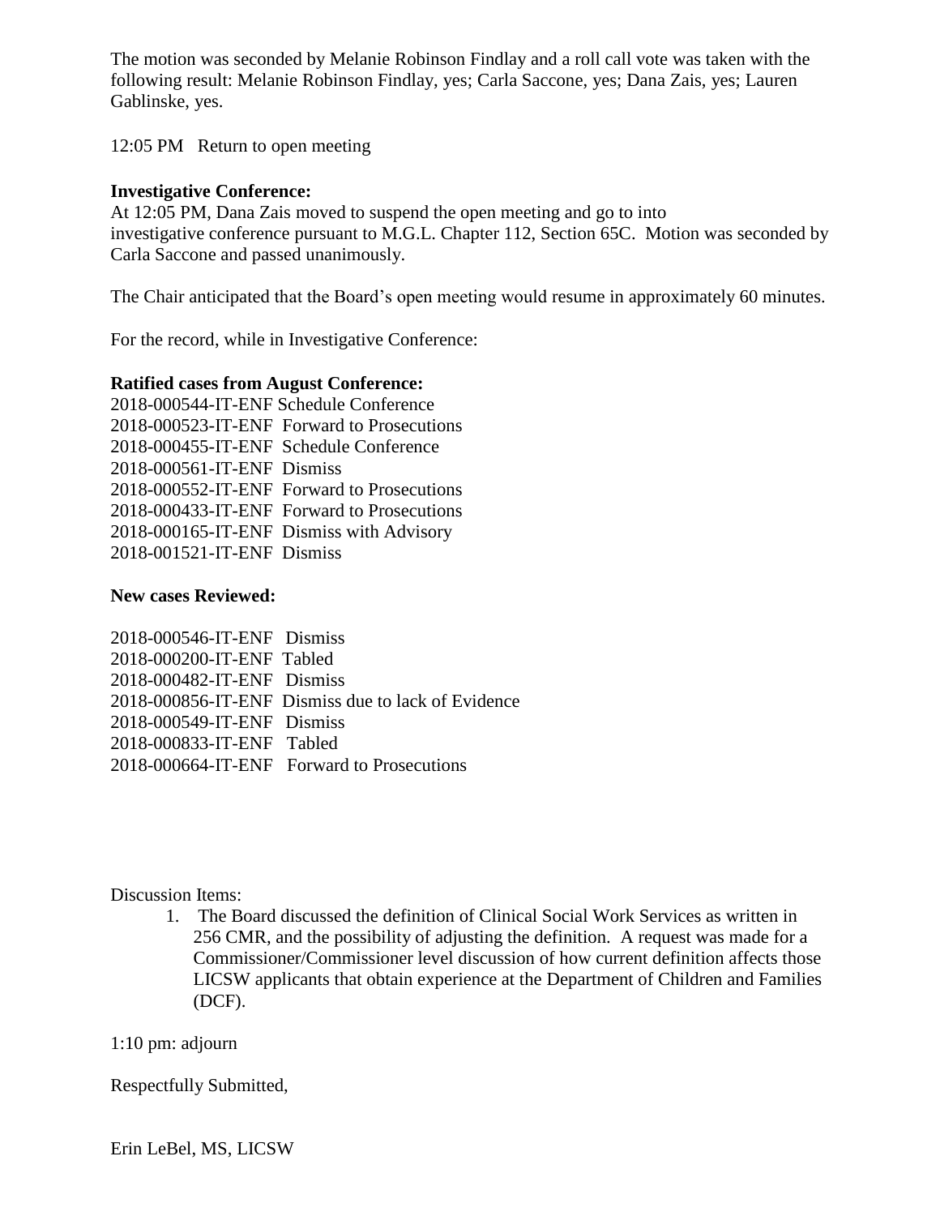The motion was seconded by Melanie Robinson Findlay and a roll call vote was taken with the following result: Melanie Robinson Findlay, yes; Carla Saccone, yes; Dana Zais, yes; Lauren Gablinske, yes.

12:05 PM Return to open meeting

**Investigative Conference:**

At 12:05 PM, Dana Zais moved to suspend the open meeting and go to into investigative conference pursuant to M.G.L. Chapter 112, Section 65C. Motion was seconded by Carla Saccone and passed unanimously.

The Chair anticipated that the Board's open meeting would resume in approximately 60 minutes.

For the record, while in Investigative Conference:

**Ratified cases from August Conference:**

2018-000544-IT-ENF Schedule Conference
2018-000523-IT-ENF Forward to Prosecutions
2018-000455-IT-ENF Schedule Conference
2018-000561-IT-ENF Dismiss
2018-000552-IT-ENF Forward to Prosecutions
2018-000433-IT-ENF Forward to Prosecutions
2018-000165-IT-ENF Dismiss with Advisory
2018-001521-IT-ENF Dismiss

**New cases Reviewed:**

2018-000546-IT-ENF Dismiss
2018-000200-IT-ENF Tabled
2018-000482-IT-ENF Dismiss
2018-000856-IT-ENF Dismiss due to lack of Evidence
2018-000549-IT-ENF Dismiss
2018-000833-IT-ENF Tabled
2018-000664-IT-ENF Forward to Prosecutions

Discussion Items:

1. The Board discussed the definition of Clinical Social Work Services as written in 256 CMR, and the possibility of adjusting the definition. A request was made for a Commissioner/Commissioner level discussion of how current definition affects those LICSW applicants that obtain experience at the Department of Children and Families (DCF).

1:10 pm: adjourn

Respectfully Submitted,

Erin LeBel, MS, LICSW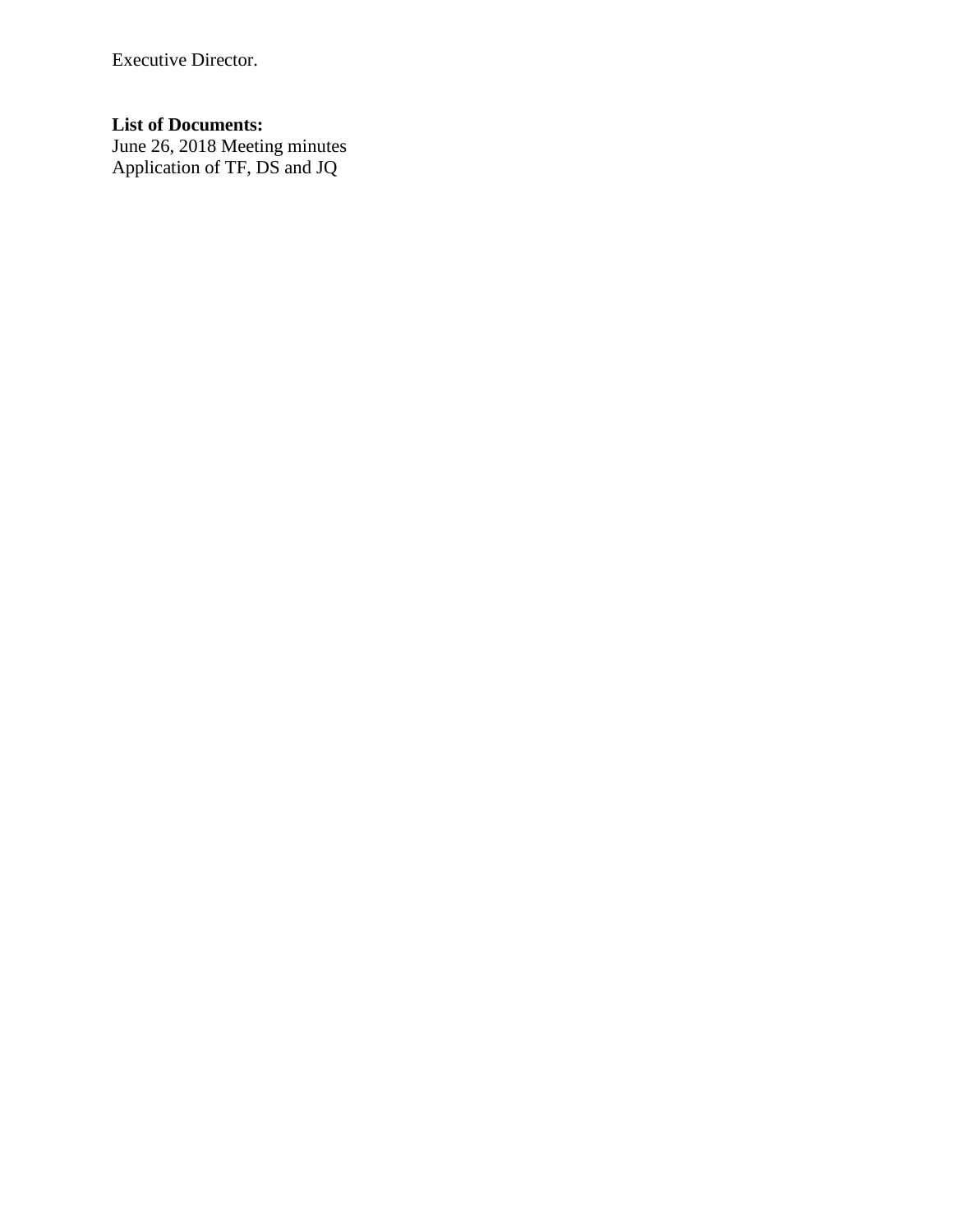Executive Director.

**List of Documents:**
June 26, 2018 Meeting minutes
Application of TF, DS and JQ